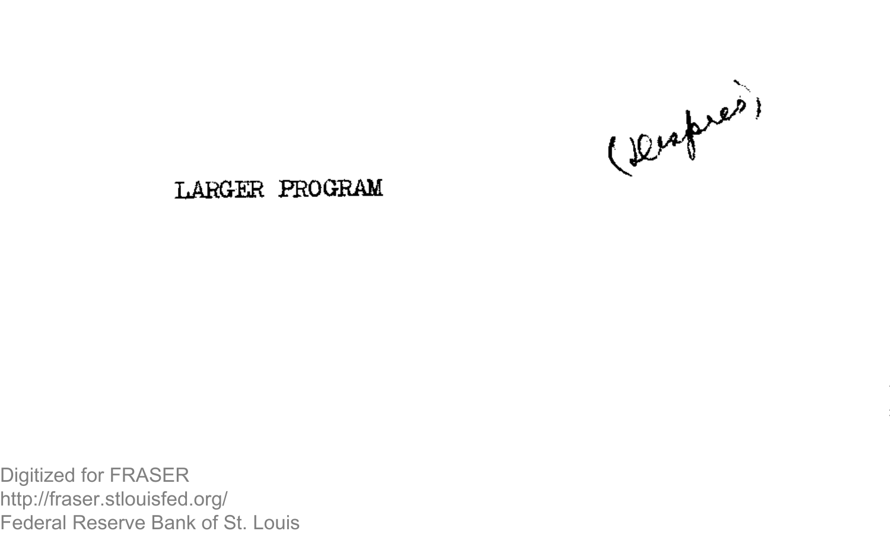(Despres)

LARGER PROGRAM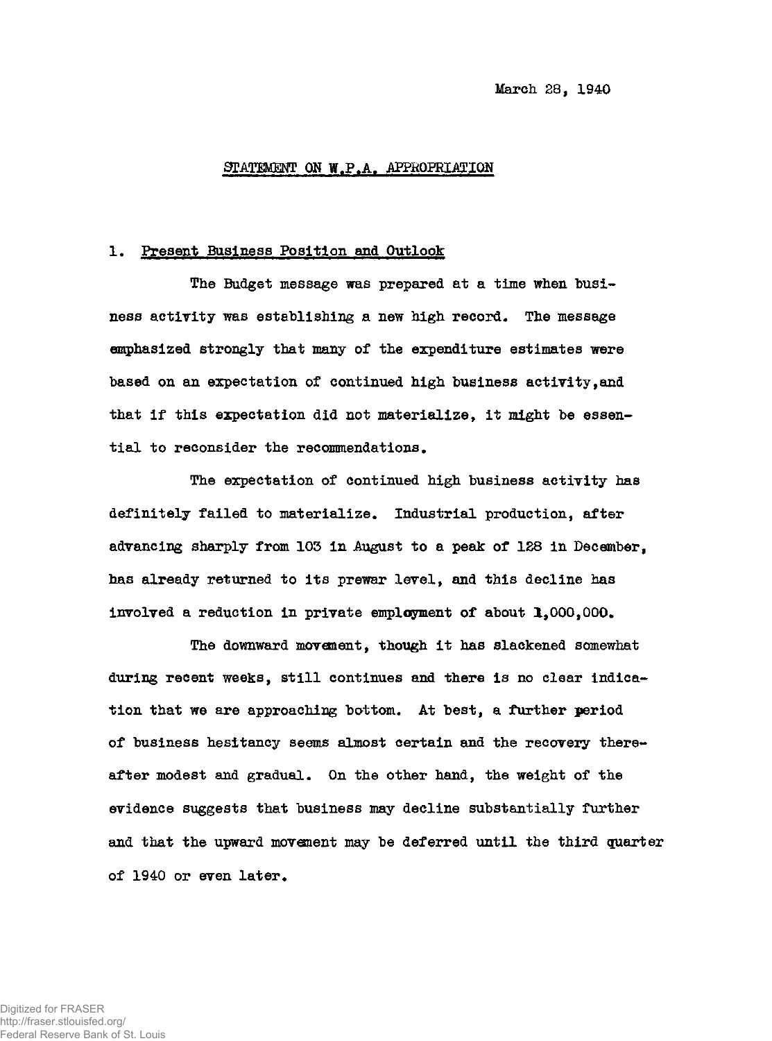March 28, 1940

## STATEMENT ON W.P.A. APPROPRIATION

### 1. Present Business Position and Outlook

The Budget message was prepared at a time when business activity was establishing a new high record. The message emphasized strongly that many of the expenditure estimates were based on an expectation of continued high business activity, and that if this expectation did not materialize, it might be essential to reconsider the recommendations.

The expectation of continued high business activity has definitely failed to materialize. Industrial production, after advancing sharply from 103 in August to a peak of 128 in December, has already returned to its prewar level, and this decline has involved a reduction in private employment of about 1,000,000.

The downward movement, though it has slackened somewhat during recent weeks, still continues and there is no clear indication that we are approaching bottom. At best, a further period of business hesitancy seems almost certain and the recovery thereafter modest and gradual. On the other hand, the weight of the evidence suggests that business may decline substantially further and that the upward movement may be deferred until the third quarter of 1940 or even later.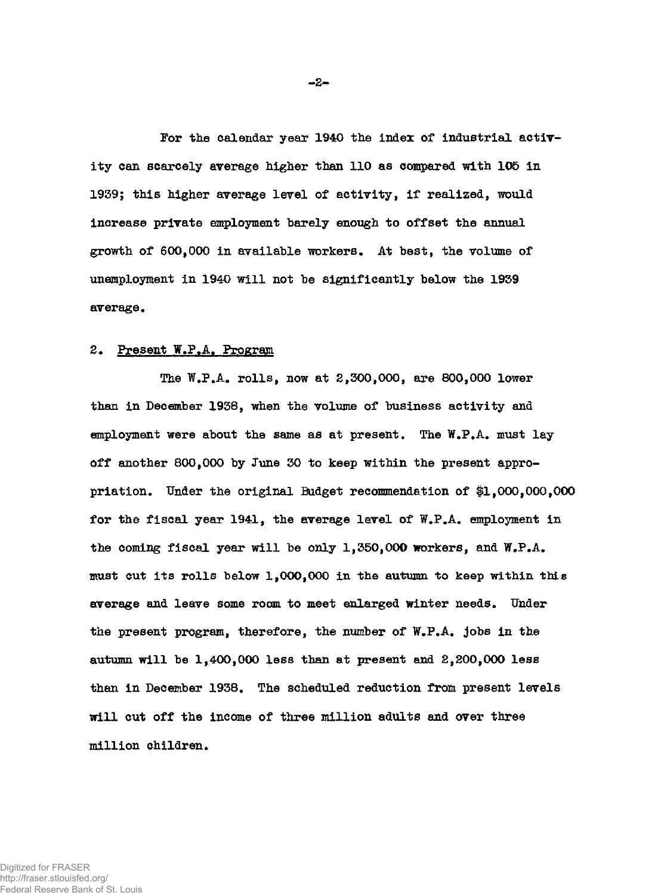For the calendar year 1940 the index of industrial activity can scarcely average higher than 110 as compared with 105 in 1939; this higher average level of activity, if realized, would increase private employment barely enough to offset the annual growth of 600,000 in available workers. At best, the volume of unemployment in 1940 will not be significantly below the 1939 average.

2. Present W.P.A. Program

The W.P.A. rolls, now at 2,300,000, are 800,000 lower than in December 1938, when the volume of business activity and employment were about the same as at present. The W.P.A. must lay off another 800,000 by June 30 to keep within the present appropriation. Under the original Budget recommendation of $1,000,000,000 for the fiscal year 1941, the average level of W.P.A. employment in the coming fiscal year will be only 1,350,000 workers, and W.P.A. must cut its rolls below 1,000,000 in the autumn to keep within this average and leave some room to meet enlarged winter needs. Under the present program, therefore, the number of W.P.A. jobs in the autumn will be 1,400,000 less than at present and 2,200,000 less than in December 1938. The scheduled reduction from present levels will cut off the income of three million adults and over three million children.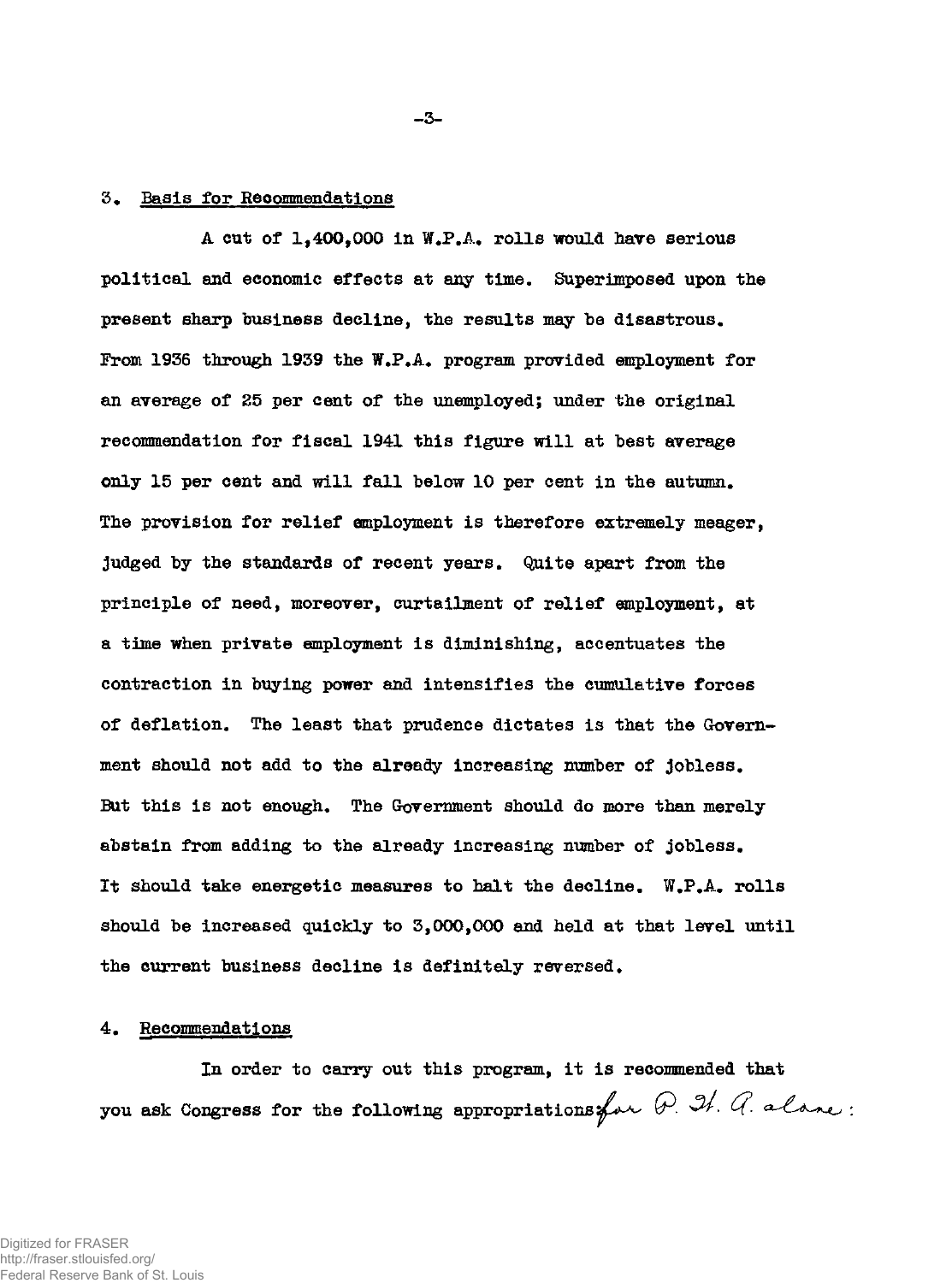3. Basis for Recommendations

A cut of 1,400,000 in W.P.A. rolls would have serious political and economic effects at any time. Superimposed upon the present sharp business decline, the results may be disastrous. From 1936 through 1939 the W.P.A. program provided employment for an average of 25 per cent of the unemployed; under the original recommendation for fiscal 1941 this figure will at best average only 15 per cent and will fall below 10 per cent in the autumn. The provision for relief employment is therefore extremely meager, judged by the standards of recent years. Quite apart from the principle of need, moreover, curtailment of relief employment, at a time when private employment is diminishing, accentuates the contraction in buying power and intensifies the cumulative forces of deflation. The least that prudence dictates is that the Government should not add to the already increasing number of jobless. But this is not enough. The Government should do more than merely abstain from adding to the already increasing number of jobless. It should take energetic measures to halt the decline. W.P.A. rolls should be increased quickly to 3,000,000 and held at that level until the current business decline is definitely reversed.

4. Recommendations

In order to carry out this program, it is recommended that you ask Congress for the following appropriations for P. W. A. alone: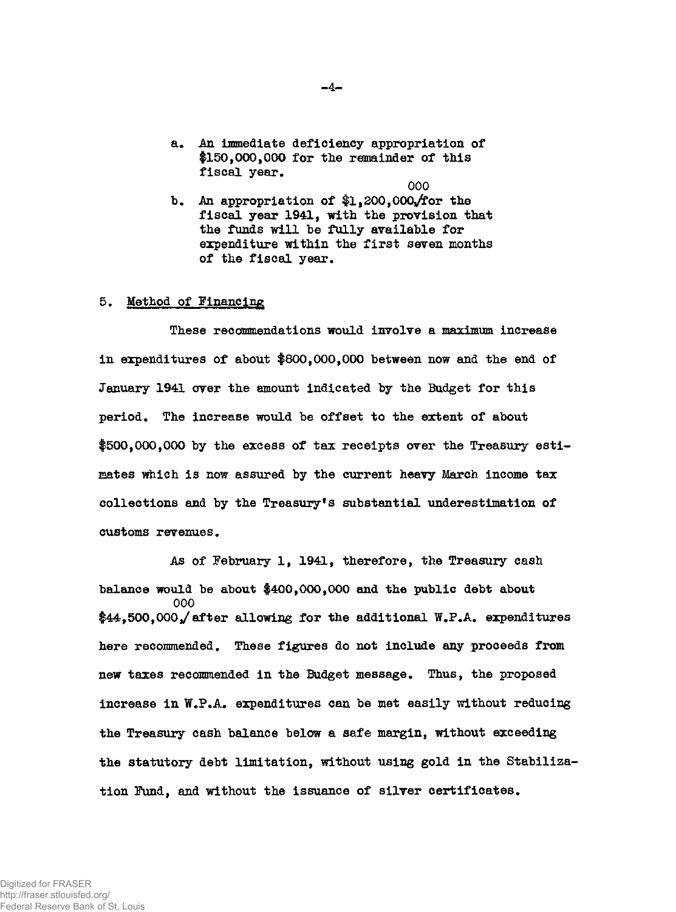a. An immediate deficiency appropriation of $150,000,000 for the remainder of this fiscal year.

b. An appropriation of $1,200,000,000 for the fiscal year 1941, with the provision that the funds will be fully available for expenditure within the first seven months of the fiscal year.

5. <u>Method of Financing</u>

These recommendations would involve a maximum increase in expenditures of about $800,000,000 between now and the end of January 1941 over the amount indicated by the Budget for this period. The increase would be offset to the extent of about $500,000,000 by the excess of tax receipts over the Treasury estimates which is now assured by the current heavy March income tax collections and by the Treasury's substantial underestimation of customs revenues.

As of February 1, 1941, therefore, the Treasury cash balance would be about $400,000,000 and the public debt about $44,500,000,000 after allowing for the additional W.P.A. expenditures here recommended. These figures do not include any proceeds from new taxes recommended in the Budget message. Thus, the proposed increase in W.P.A. expenditures can be met easily without reducing the Treasury cash balance below a safe margin, without exceeding the statutory debt limitation, without using gold in the Stabilization Fund, and without the issuance of silver certificates.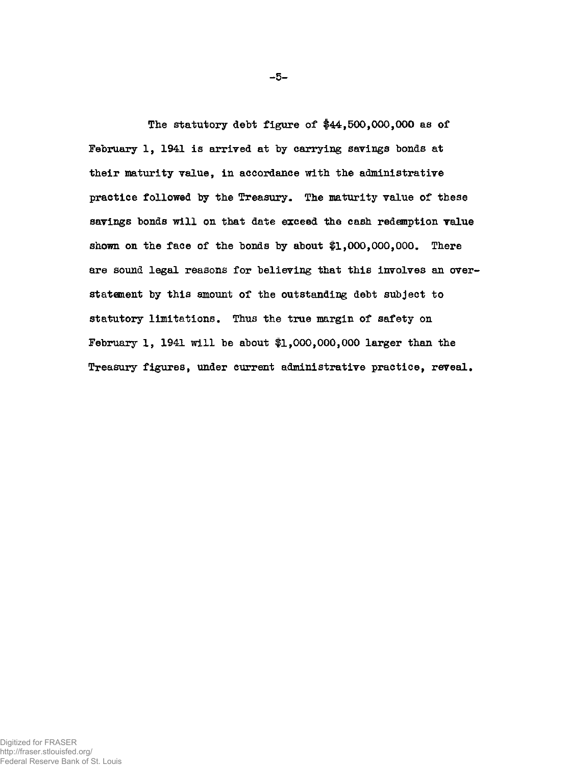The statutory debt figure of $44,500,000,000 as of February 1, 1941 is arrived at by carrying savings bonds at their maturity value, in accordance with the administrative practice followed by the Treasury. The maturity value of these savings bonds will on that date exceed the cash redemption value shown on the face of the bonds by about $1,000,000,000. There are sound legal reasons for believing that this involves an overstatement by this amount of the outstanding debt subject to statutory limitations. Thus the true margin of safety on February 1, 1941 will be about $1,000,000,000 larger than the Treasury figures, under current administrative practice, reveal.